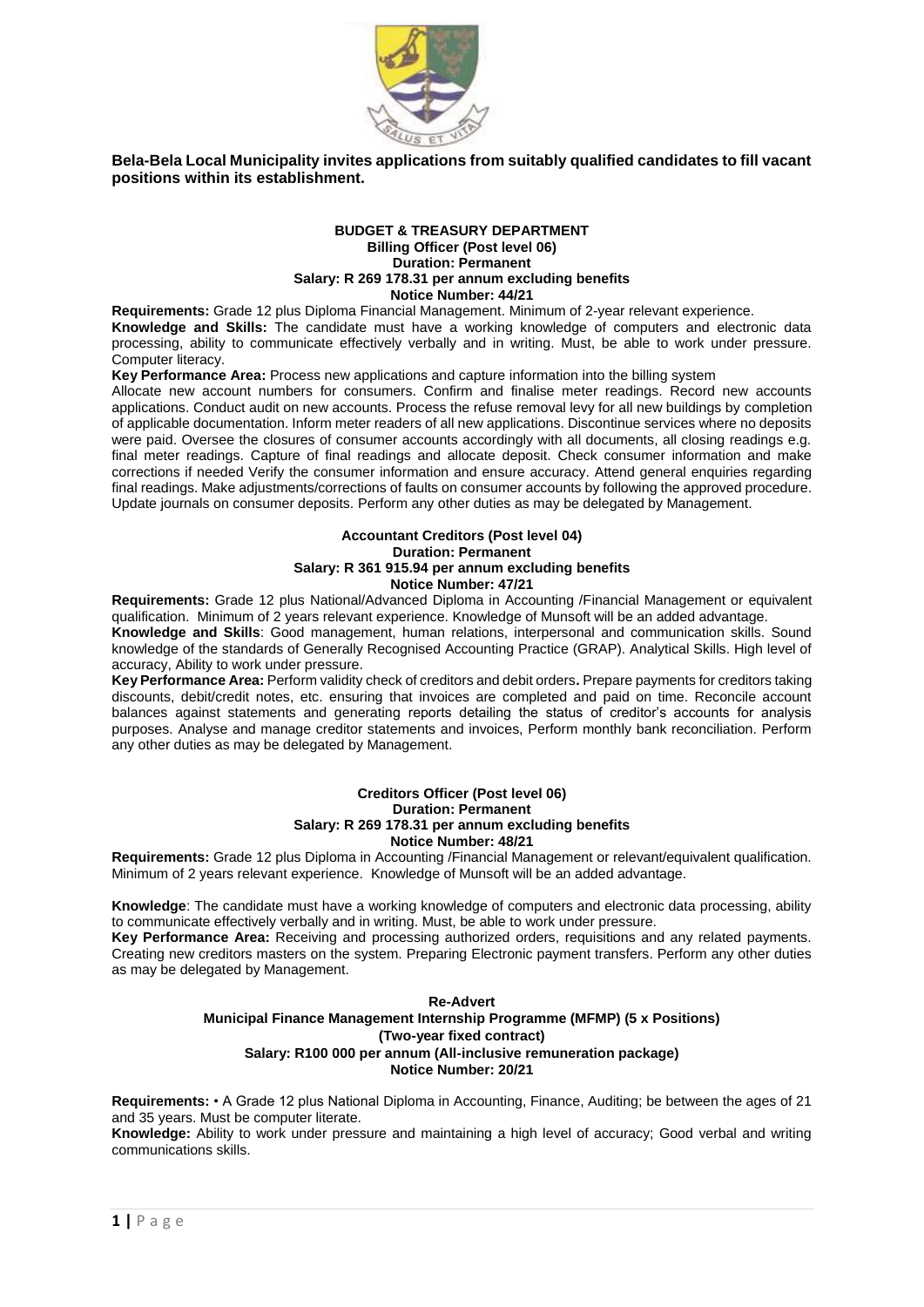**Bela-Bela Local Municipality invites applications from suitably qualified candidates to fill vacant positions within its establishment.**

## BUDGET & TREASURY DEPARTMENT

### Billing Officer (Post level 06)

**Duration: Permanent**
**Salary: R 269 178.31 per annum excluding benefits**
**Notice Number: 44/21**

**Requirements:** Grade 12 plus Diploma Financial Management. Minimum of 2-year relevant experience.

**Knowledge and Skills:** The candidate must have a working knowledge of computers and electronic data processing, ability to communicate effectively verbally and in writing. Must, be able to work under pressure. Computer literacy.

**Key Performance Area:** Process new applications and capture information into the billing system

Allocate new account numbers for consumers. Confirm and finalise meter readings. Record new accounts applications. Conduct audit on new accounts. Process the refuse removal levy for all new buildings by completion of applicable documentation. Inform meter readers of all new applications. Discontinue services where no deposits were paid. Oversee the closures of consumer accounts accordingly with all documents, all closing readings e.g. final meter readings. Capture of final readings and allocate deposit. Check consumer information and make corrections if needed Verify the consumer information and ensure accuracy. Attend general enquiries regarding final readings. Make adjustments/corrections of faults on consumer accounts by following the approved procedure. Update journals on consumer deposits. Perform any other duties as may be delegated by Management.

### Accountant Creditors (Post level 04)

**Duration: Permanent**
**Salary: R 361 915.94 per annum excluding benefits**
**Notice Number: 47/21**

**Requirements:** Grade 12 plus National/Advanced Diploma in Accounting /Financial Management or equivalent qualification. Minimum of 2 years relevant experience. Knowledge of Munsoft will be an added advantage.

**Knowledge and Skills**: Good management, human relations, interpersonal and communication skills. Sound knowledge of the standards of Generally Recognised Accounting Practice (GRAP). Analytical Skills. High level of accuracy, Ability to work under pressure.

**Key Performance Area:** Perform validity check of creditors and debit orders**.** Prepare payments for creditors taking discounts, debit/credit notes, etc. ensuring that invoices are completed and paid on time. Reconcile account balances against statements and generating reports detailing the status of creditor's accounts for analysis purposes. Analyse and manage creditor statements and invoices, Perform monthly bank reconciliation. Perform any other duties as may be delegated by Management.

### Creditors Officer (Post level 06)

**Duration: Permanent**
**Salary: R 269 178.31 per annum excluding benefits**
**Notice Number: 48/21**

**Requirements:** Grade 12 plus Diploma in Accounting /Financial Management or relevant/equivalent qualification. Minimum of 2 years relevant experience. Knowledge of Munsoft will be an added advantage.

**Knowledge**: The candidate must have a working knowledge of computers and electronic data processing, ability to communicate effectively verbally and in writing. Must, be able to work under pressure.

**Key Performance Area:** Receiving and processing authorized orders, requisitions and any related payments. Creating new creditors masters on the system. Preparing Electronic payment transfers. Perform any other duties as may be delegated by Management.

### Re-Advert

### Municipal Finance Management Internship Programme (MFMP) (5 x Positions)

**(Two-year fixed contract)**
**Salary: R100 000 per annum (All-inclusive remuneration package)**
**Notice Number: 20/21**

**Requirements:** • A Grade 12 plus National Diploma in Accounting, Finance, Auditing; be between the ages of 21 and 35 years. Must be computer literate.

**Knowledge:** Ability to work under pressure and maintaining a high level of accuracy; Good verbal and writing communications skills.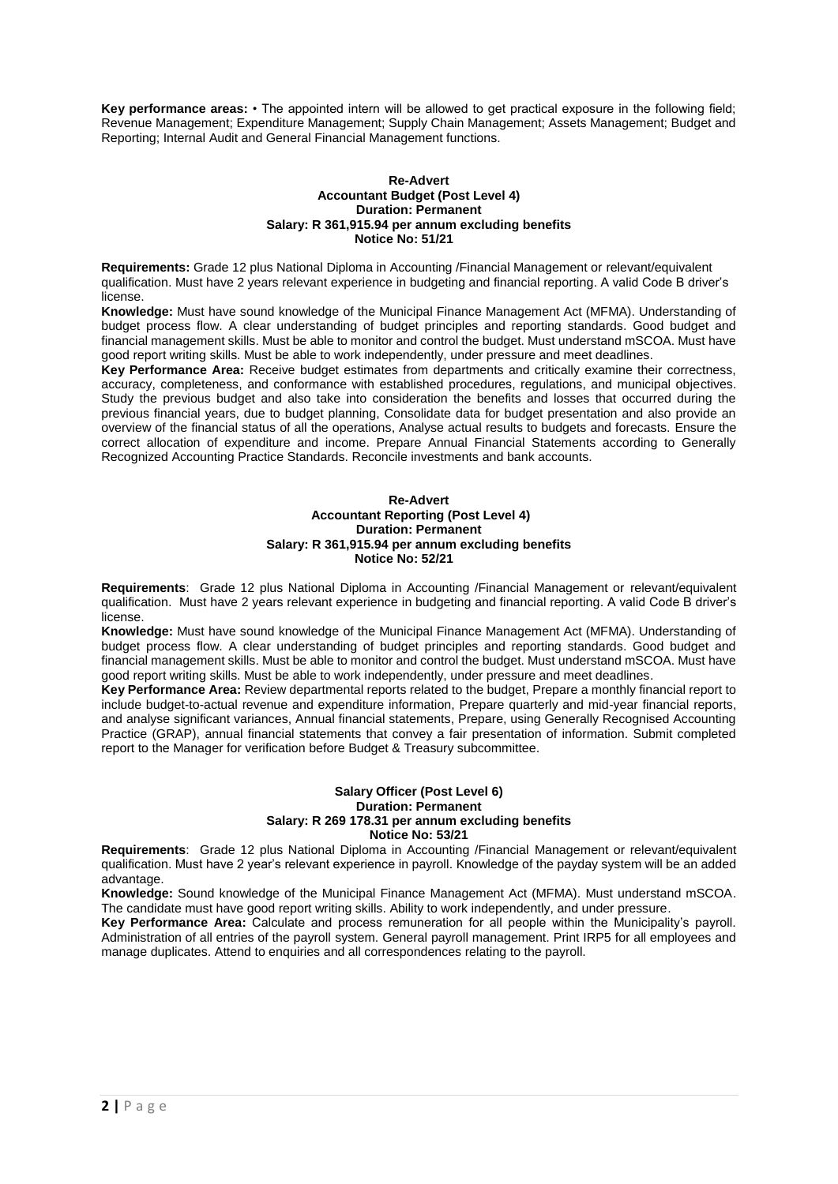**Key performance areas:** • The appointed intern will be allowed to get practical exposure in the following field; Revenue Management; Expenditure Management; Supply Chain Management; Assets Management; Budget and Reporting; Internal Audit and General Financial Management functions.

**Re-Advert**
**Accountant Budget (Post Level 4)**
**Duration: Permanent**
**Salary: R 361,915.94 per annum excluding benefits**
**Notice No: 51/21**

**Requirements:** Grade 12 plus National Diploma in Accounting /Financial Management or relevant/equivalent qualification. Must have 2 years relevant experience in budgeting and financial reporting. A valid Code B driver's license.

**Knowledge:** Must have sound knowledge of the Municipal Finance Management Act (MFMA). Understanding of budget process flow. A clear understanding of budget principles and reporting standards. Good budget and financial management skills. Must be able to monitor and control the budget. Must understand mSCOA. Must have good report writing skills. Must be able to work independently, under pressure and meet deadlines.

**Key Performance Area:** Receive budget estimates from departments and critically examine their correctness, accuracy, completeness, and conformance with established procedures, regulations, and municipal objectives. Study the previous budget and also take into consideration the benefits and losses that occurred during the previous financial years, due to budget planning, Consolidate data for budget presentation and also provide an overview of the financial status of all the operations, Analyse actual results to budgets and forecasts. Ensure the correct allocation of expenditure and income. Prepare Annual Financial Statements according to Generally Recognized Accounting Practice Standards. Reconcile investments and bank accounts.

**Re-Advert**
**Accountant Reporting (Post Level 4)**
**Duration: Permanent**
**Salary: R 361,915.94 per annum excluding benefits**
**Notice No: 52/21**

**Requirements**: Grade 12 plus National Diploma in Accounting /Financial Management or relevant/equivalent qualification. Must have 2 years relevant experience in budgeting and financial reporting. A valid Code B driver's license.

**Knowledge:** Must have sound knowledge of the Municipal Finance Management Act (MFMA). Understanding of budget process flow. A clear understanding of budget principles and reporting standards. Good budget and financial management skills. Must be able to monitor and control the budget. Must understand mSCOA. Must have good report writing skills. Must be able to work independently, under pressure and meet deadlines.

**Key Performance Area:** Review departmental reports related to the budget, Prepare a monthly financial report to include budget-to-actual revenue and expenditure information, Prepare quarterly and mid-year financial reports, and analyse significant variances, Annual financial statements, Prepare, using Generally Recognised Accounting Practice (GRAP), annual financial statements that convey a fair presentation of information. Submit completed report to the Manager for verification before Budget & Treasury subcommittee.

**Salary Officer (Post Level 6)**
**Duration: Permanent**
**Salary: R 269 178.31 per annum excluding benefits**
**Notice No: 53/21**

**Requirements**: Grade 12 plus National Diploma in Accounting /Financial Management or relevant/equivalent qualification. Must have 2 year's relevant experience in payroll. Knowledge of the payday system will be an added advantage.

**Knowledge:** Sound knowledge of the Municipal Finance Management Act (MFMA). Must understand mSCOA. The candidate must have good report writing skills. Ability to work independently, and under pressure.

**Key Performance Area:** Calculate and process remuneration for all people within the Municipality's payroll. Administration of all entries of the payroll system. General payroll management. Print IRP5 for all employees and manage duplicates. Attend to enquiries and all correspondences relating to the payroll.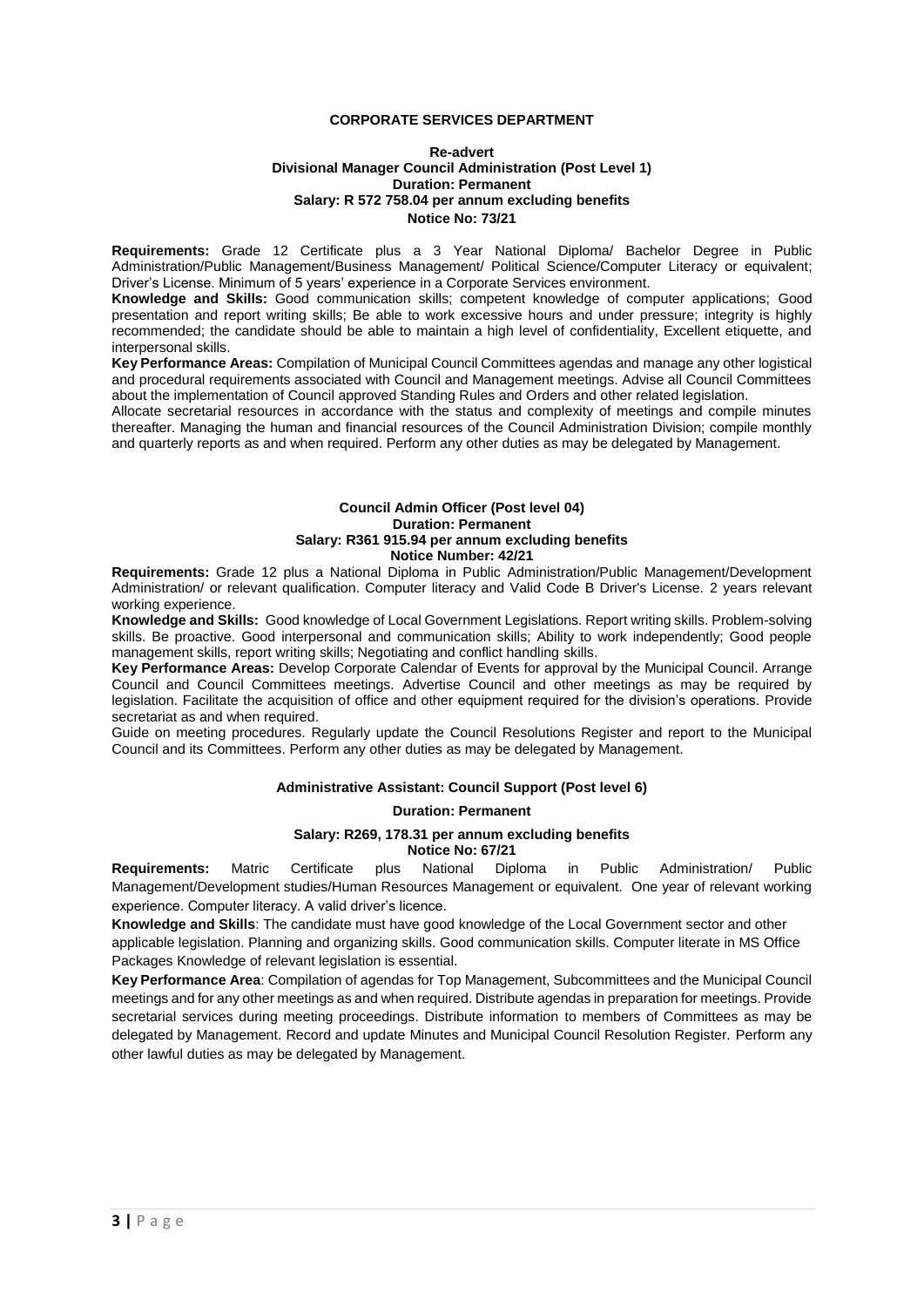## CORPORATE SERVICES DEPARTMENT

**Re-advert**
**Divisional Manager Council Administration (Post Level 1)**
**Duration: Permanent**
**Salary: R 572 758.04 per annum excluding benefits**
**Notice No: 73/21**

**Requirements:** Grade 12 Certificate plus a 3 Year National Diploma/ Bachelor Degree in Public Administration/Public Management/Business Management/ Political Science/Computer Literacy or equivalent; Driver's License. Minimum of 5 years' experience in a Corporate Services environment.

**Knowledge and Skills:** Good communication skills; competent knowledge of computer applications; Good presentation and report writing skills; Be able to work excessive hours and under pressure; integrity is highly recommended; the candidate should be able to maintain a high level of confidentiality, Excellent etiquette, and interpersonal skills.

**Key Performance Areas:** Compilation of Municipal Council Committees agendas and manage any other logistical and procedural requirements associated with Council and Management meetings. Advise all Council Committees about the implementation of Council approved Standing Rules and Orders and other related legislation.

Allocate secretarial resources in accordance with the status and complexity of meetings and compile minutes thereafter. Managing the human and financial resources of the Council Administration Division; compile monthly and quarterly reports as and when required. Perform any other duties as may be delegated by Management.

**Council Admin Officer (Post level 04)**
**Duration: Permanent**
**Salary: R361 915.94 per annum excluding benefits**
**Notice Number: 42/21**

**Requirements:** Grade 12 plus a National Diploma in Public Administration/Public Management/Development Administration/ or relevant qualification. Computer literacy and Valid Code B Driver's License. 2 years relevant working experience.

**Knowledge and Skills:** Good knowledge of Local Government Legislations. Report writing skills. Problem-solving skills. Be proactive. Good interpersonal and communication skills; Ability to work independently; Good people management skills, report writing skills; Negotiating and conflict handling skills.

**Key Performance Areas:** Develop Corporate Calendar of Events for approval by the Municipal Council. Arrange Council and Council Committees meetings. Advertise Council and other meetings as may be required by legislation. Facilitate the acquisition of office and other equipment required for the division's operations. Provide secretariat as and when required.

Guide on meeting procedures. Regularly update the Council Resolutions Register and report to the Municipal Council and its Committees. Perform any other duties as may be delegated by Management.

**Administrative Assistant: Council Support (Post level 6)**

**Duration: Permanent**

**Salary: R269, 178.31 per annum excluding benefits**
**Notice No: 67/21**

**Requirements:** Matric Certificate plus National Diploma in Public Administration/ Public Management/Development studies/Human Resources Management or equivalent. One year of relevant working experience. Computer literacy. A valid driver's licence.

**Knowledge and Skills**: The candidate must have good knowledge of the Local Government sector and other applicable legislation. Planning and organizing skills. Good communication skills. Computer literate in MS Office Packages Knowledge of relevant legislation is essential.

**Key Performance Area**: Compilation of agendas for Top Management, Subcommittees and the Municipal Council meetings and for any other meetings as and when required. Distribute agendas in preparation for meetings. Provide secretarial services during meeting proceedings. Distribute information to members of Committees as may be delegated by Management. Record and update Minutes and Municipal Council Resolution Register. Perform any other lawful duties as may be delegated by Management.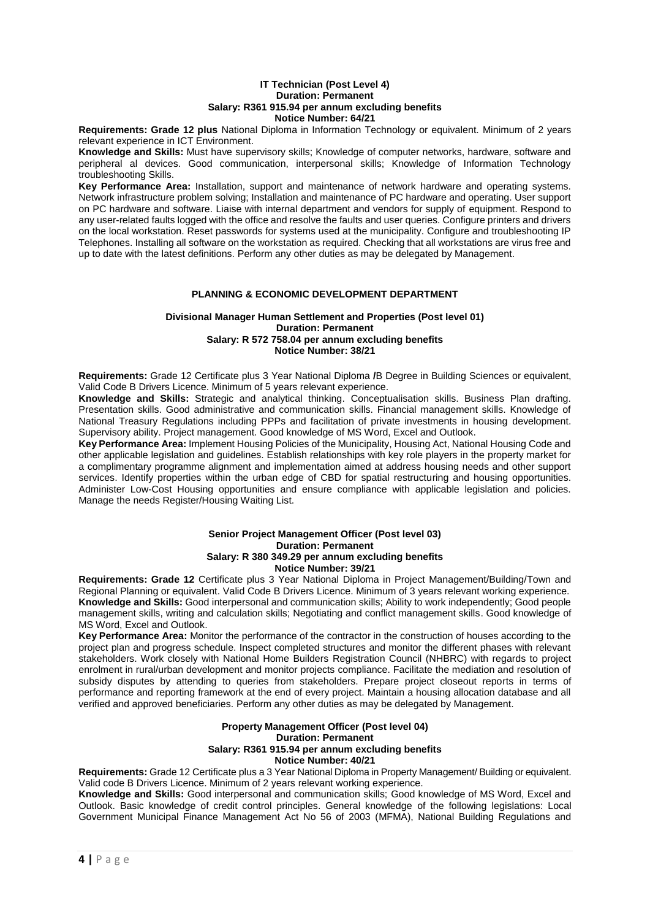### IT Technician (Post Level 4)
**Duration: Permanent**
**Salary: R361 915.94 per annum excluding benefits**
**Notice Number: 64/21**

**Requirements: Grade 12 plus** National Diploma in Information Technology or equivalent. Minimum of 2 years relevant experience in ICT Environment.

**Knowledge and Skills:** Must have supervisory skills; Knowledge of computer networks, hardware, software and peripheral al devices. Good communication, interpersonal skills; Knowledge of Information Technology troubleshooting Skills.

**Key Performance Area:** Installation, support and maintenance of network hardware and operating systems. Network infrastructure problem solving; Installation and maintenance of PC hardware and operating. User support on PC hardware and software. Liaise with internal department and vendors for supply of equipment. Respond to any user-related faults logged with the office and resolve the faults and user queries. Configure printers and drivers on the local workstation. Reset passwords for systems used at the municipality. Configure and troubleshooting IP Telephones. Installing all software on the workstation as required. Checking that all workstations are virus free and up to date with the latest definitions. Perform any other duties as may be delegated by Management.

## PLANNING & ECONOMIC DEVELOPMENT DEPARTMENT

### Divisional Manager Human Settlement and Properties (Post level 01)
**Duration: Permanent**
**Salary: R 572 758.04 per annum excluding benefits**
**Notice Number: 38/21**

**Requirements:** Grade 12 Certificate plus 3 Year National Diploma **/**B Degree in Building Sciences or equivalent, Valid Code B Drivers Licence. Minimum of 5 years relevant experience.

**Knowledge and Skills:** Strategic and analytical thinking. Conceptualisation skills. Business Plan drafting. Presentation skills. Good administrative and communication skills. Financial management skills. Knowledge of National Treasury Regulations including PPPs and facilitation of private investments in housing development. Supervisory ability. Project management. Good knowledge of MS Word, Excel and Outlook.

**Key Performance Area:** Implement Housing Policies of the Municipality, Housing Act, National Housing Code and other applicable legislation and guidelines. Establish relationships with key role players in the property market for a complimentary programme alignment and implementation aimed at address housing needs and other support services. Identify properties within the urban edge of CBD for spatial restructuring and housing opportunities. Administer Low-Cost Housing opportunities and ensure compliance with applicable legislation and policies. Manage the needs Register/Housing Waiting List.

### Senior Project Management Officer (Post level 03)
**Duration: Permanent**
**Salary: R 380 349.29 per annum excluding benefits**
**Notice Number: 39/21**

**Requirements: Grade 12** Certificate plus 3 Year National Diploma in Project Management/Building/Town and Regional Planning or equivalent. Valid Code B Drivers Licence. Minimum of 3 years relevant working experience.

**Knowledge and Skills:** Good interpersonal and communication skills; Ability to work independently; Good people management skills, writing and calculation skills; Negotiating and conflict management skills. Good knowledge of MS Word, Excel and Outlook.

**Key Performance Area:** Monitor the performance of the contractor in the construction of houses according to the project plan and progress schedule. Inspect completed structures and monitor the different phases with relevant stakeholders. Work closely with National Home Builders Registration Council (NHBRC) with regards to project enrolment in rural/urban development and monitor projects compliance. Facilitate the mediation and resolution of subsidy disputes by attending to queries from stakeholders. Prepare project closeout reports in terms of performance and reporting framework at the end of every project. Maintain a housing allocation database and all verified and approved beneficiaries. Perform any other duties as may be delegated by Management.

### Property Management Officer (Post level 04)
**Duration: Permanent**
**Salary: R361 915.94 per annum excluding benefits**
**Notice Number: 40/21**

**Requirements:** Grade 12 Certificate plus a 3 Year National Diploma in Property Management/ Building or equivalent. Valid code B Drivers Licence. Minimum of 2 years relevant working experience.

**Knowledge and Skills:** Good interpersonal and communication skills; Good knowledge of MS Word, Excel and Outlook. Basic knowledge of credit control principles. General knowledge of the following legislations: Local Government Municipal Finance Management Act No 56 of 2003 (MFMA), National Building Regulations and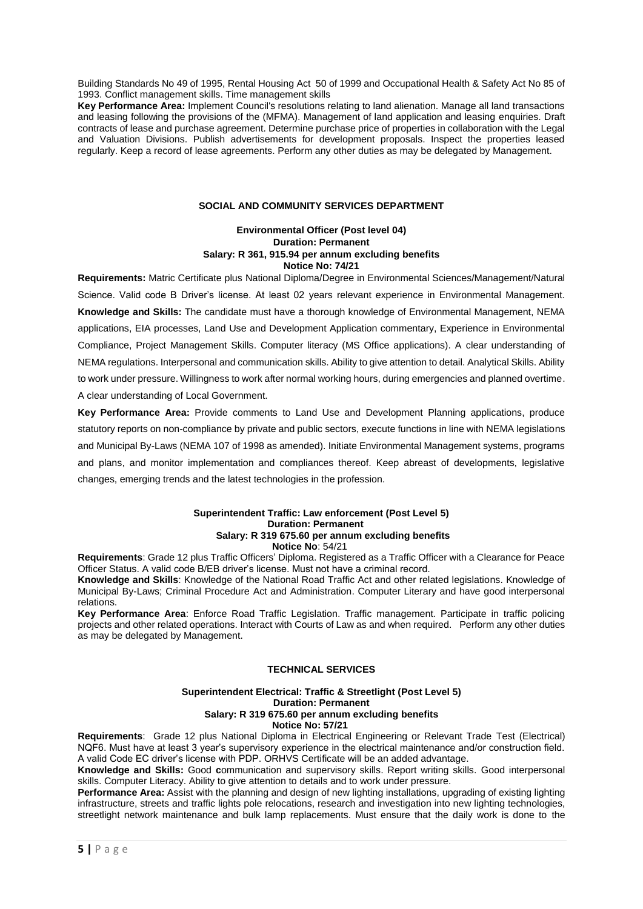Building Standards No 49 of 1995, Rental Housing Act 50 of 1999 and Occupational Health & Safety Act No 85 of 1993. Conflict management skills. Time management skills

**Key Performance Area:** Implement Council's resolutions relating to land alienation. Manage all land transactions and leasing following the provisions of the (MFMA). Management of land application and leasing enquiries. Draft contracts of lease and purchase agreement. Determine purchase price of properties in collaboration with the Legal and Valuation Divisions. Publish advertisements for development proposals. Inspect the properties leased regularly. Keep a record of lease agreements. Perform any other duties as may be delegated by Management.

## SOCIAL AND COMMUNITY SERVICES DEPARTMENT

### Environmental Officer (Post level 04)

**Duration: Permanent**
**Salary: R 361, 915.94 per annum excluding benefits**
**Notice No: 74/21**

**Requirements:** Matric Certificate plus National Diploma/Degree in Environmental Sciences/Management/Natural Science. Valid code B Driver's license. At least 02 years relevant experience in Environmental Management.

**Knowledge and Skills:** The candidate must have a thorough knowledge of Environmental Management, NEMA applications, EIA processes, Land Use and Development Application commentary, Experience in Environmental Compliance, Project Management Skills. Computer literacy (MS Office applications). A clear understanding of NEMA regulations. Interpersonal and communication skills. Ability to give attention to detail. Analytical Skills. Ability to work under pressure. Willingness to work after normal working hours, during emergencies and planned overtime. A clear understanding of Local Government.

**Key Performance Area:** Provide comments to Land Use and Development Planning applications, produce statutory reports on non-compliance by private and public sectors, execute functions in line with NEMA legislations and Municipal By-Laws (NEMA 107 of 1998 as amended). Initiate Environmental Management systems, programs and plans, and monitor implementation and compliances thereof. Keep abreast of developments, legislative changes, emerging trends and the latest technologies in the profession.

### Superintendent Traffic: Law enforcement (Post Level 5)

**Duration: Permanent**
**Salary: R 319 675.60 per annum excluding benefits**
**Notice No**: 54/21

**Requirements**: Grade 12 plus Traffic Officers' Diploma. Registered as a Traffic Officer with a Clearance for Peace Officer Status. A valid code B/EB driver's license. Must not have a criminal record.

**Knowledge and Skills**: Knowledge of the National Road Traffic Act and other related legislations. Knowledge of Municipal By-Laws; Criminal Procedure Act and Administration. Computer Literary and have good interpersonal relations.

**Key Performance Area**: Enforce Road Traffic Legislation. Traffic management. Participate in traffic policing projects and other related operations. Interact with Courts of Law as and when required. Perform any other duties as may be delegated by Management.

## TECHNICAL SERVICES

### Superintendent Electrical: Traffic & Streetlight (Post Level 5)

**Duration: Permanent**
**Salary: R 319 675.60 per annum excluding benefits**
**Notice No: 57/21**

**Requirements**: Grade 12 plus National Diploma in Electrical Engineering or Relevant Trade Test (Electrical) NQF6. Must have at least 3 year's supervisory experience in the electrical maintenance and/or construction field. A valid Code EC driver's license with PDP. ORHVS Certificate will be an added advantage.

**Knowledge and Skills:** Good **c**ommunication and supervisory skills. Report writing skills. Good interpersonal skills. Computer Literacy. Ability to give attention to details and to work under pressure.

**Performance Area:** Assist with the planning and design of new lighting installations, upgrading of existing lighting infrastructure, streets and traffic lights pole relocations, research and investigation into new lighting technologies, streetlight network maintenance and bulk lamp replacements. Must ensure that the daily work is done to the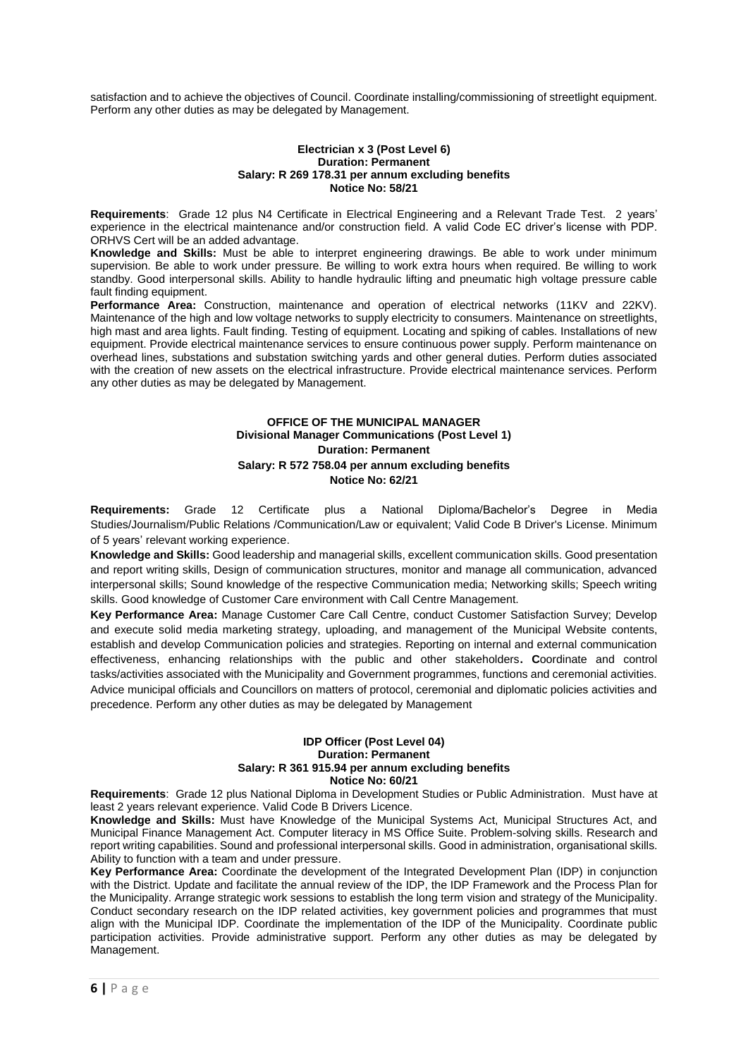satisfaction and to achieve the objectives of Council. Coordinate installing/commissioning of streetlight equipment. Perform any other duties as may be delegated by Management.

**Electrician x 3 (Post Level 6)**
**Duration: Permanent**
**Salary: R 269 178.31 per annum excluding benefits**
**Notice No: 58/21**

**Requirements**: Grade 12 plus N4 Certificate in Electrical Engineering and a Relevant Trade Test. 2 years' experience in the electrical maintenance and/or construction field. A valid Code EC driver's license with PDP. ORHVS Cert will be an added advantage.

**Knowledge and Skills:** Must be able to interpret engineering drawings. Be able to work under minimum supervision. Be able to work under pressure. Be willing to work extra hours when required. Be willing to work standby. Good interpersonal skills. Ability to handle hydraulic lifting and pneumatic high voltage pressure cable fault finding equipment.

**Performance Area:** Construction, maintenance and operation of electrical networks (11KV and 22KV). Maintenance of the high and low voltage networks to supply electricity to consumers. Maintenance on streetlights, high mast and area lights. Fault finding. Testing of equipment. Locating and spiking of cables. Installations of new equipment. Provide electrical maintenance services to ensure continuous power supply. Perform maintenance on overhead lines, substations and substation switching yards and other general duties. Perform duties associated with the creation of new assets on the electrical infrastructure. Provide electrical maintenance services. Perform any other duties as may be delegated by Management.

## OFFICE OF THE MUNICIPAL MANAGER

**Divisional Manager Communications (Post Level 1)**
**Duration: Permanent**
**Salary: R 572 758.04 per annum excluding benefits**
**Notice No: 62/21**

**Requirements:** Grade 12 Certificate plus a National Diploma/Bachelor's Degree in Media Studies/Journalism/Public Relations /Communication/Law or equivalent; Valid Code B Driver's License. Minimum of 5 years' relevant working experience.

**Knowledge and Skills:** Good leadership and managerial skills, excellent communication skills. Good presentation and report writing skills, Design of communication structures, monitor and manage all communication, advanced interpersonal skills; Sound knowledge of the respective Communication media; Networking skills; Speech writing skills. Good knowledge of Customer Care environment with Call Centre Management.

**Key Performance Area:** Manage Customer Care Call Centre, conduct Customer Satisfaction Survey; Develop and execute solid media marketing strategy, uploading, and management of the Municipal Website contents, establish and develop Communication policies and strategies. Reporting on internal and external communication effectiveness, enhancing relationships with the public and other stakeholders**. C**oordinate and control tasks/activities associated with the Municipality and Government programmes, functions and ceremonial activities. Advice municipal officials and Councillors on matters of protocol, ceremonial and diplomatic policies activities and precedence. Perform any other duties as may be delegated by Management

**IDP Officer (Post Level 04)**
**Duration: Permanent**
**Salary: R 361 915.94 per annum excluding benefits**
**Notice No: 60/21**

**Requirements**: Grade 12 plus National Diploma in Development Studies or Public Administration. Must have at least 2 years relevant experience. Valid Code B Drivers Licence.

**Knowledge and Skills:** Must have Knowledge of the Municipal Systems Act, Municipal Structures Act, and Municipal Finance Management Act. Computer literacy in MS Office Suite. Problem-solving skills. Research and report writing capabilities. Sound and professional interpersonal skills. Good in administration, organisational skills. Ability to function with a team and under pressure.

**Key Performance Area:** Coordinate the development of the Integrated Development Plan (IDP) in conjunction with the District. Update and facilitate the annual review of the IDP, the IDP Framework and the Process Plan for the Municipality. Arrange strategic work sessions to establish the long term vision and strategy of the Municipality. Conduct secondary research on the IDP related activities, key government policies and programmes that must align with the Municipal IDP. Coordinate the implementation of the IDP of the Municipality. Coordinate public participation activities. Provide administrative support. Perform any other duties as may be delegated by Management.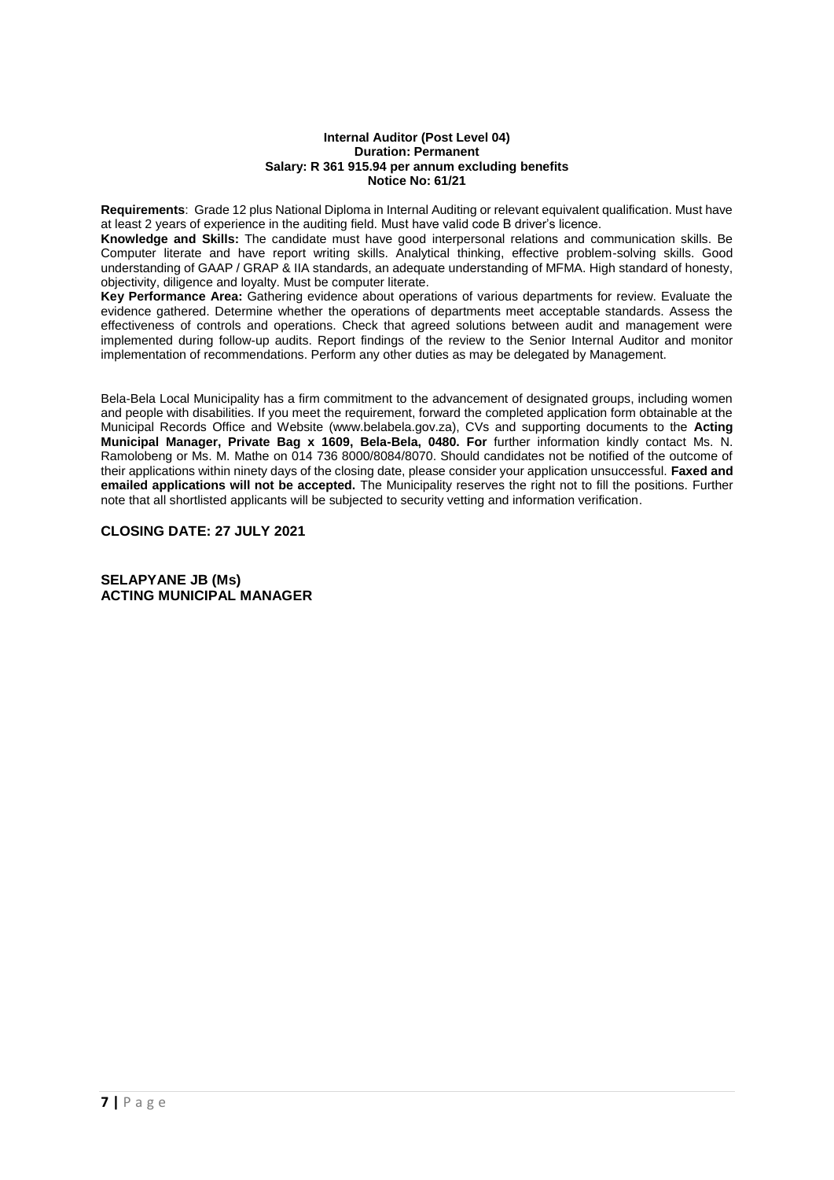**Internal Auditor (Post Level 04)**
**Duration: Permanent**
**Salary: R 361 915.94 per annum excluding benefits**
**Notice No: 61/21**

**Requirements**: Grade 12 plus National Diploma in Internal Auditing or relevant equivalent qualification. Must have at least 2 years of experience in the auditing field. Must have valid code B driver's licence.

**Knowledge and Skills:** The candidate must have good interpersonal relations and communication skills. Be Computer literate and have report writing skills. Analytical thinking, effective problem-solving skills. Good understanding of GAAP / GRAP & IIA standards, an adequate understanding of MFMA. High standard of honesty, objectivity, diligence and loyalty. Must be computer literate.

**Key Performance Area:** Gathering evidence about operations of various departments for review. Evaluate the evidence gathered. Determine whether the operations of departments meet acceptable standards. Assess the effectiveness of controls and operations. Check that agreed solutions between audit and management were implemented during follow-up audits. Report findings of the review to the Senior Internal Auditor and monitor implementation of recommendations. Perform any other duties as may be delegated by Management.

Bela-Bela Local Municipality has a firm commitment to the advancement of designated groups, including women and people with disabilities. If you meet the requirement, forward the completed application form obtainable at the Municipal Records Office and Website (www.belabela.gov.za), CVs and supporting documents to the **Acting Municipal Manager, Private Bag x 1609, Bela-Bela, 0480. For** further information kindly contact Ms. N. Ramolobeng or Ms. M. Mathe on 014 736 8000/8084/8070. Should candidates not be notified of the outcome of their applications within ninety days of the closing date, please consider your application unsuccessful. **Faxed and emailed applications will not be accepted.** The Municipality reserves the right not to fill the positions. Further note that all shortlisted applicants will be subjected to security vetting and information verification.

**CLOSING DATE: 27 JULY 2021**

**SELAPYANE JB (Ms)**
**ACTING MUNICIPAL MANAGER**